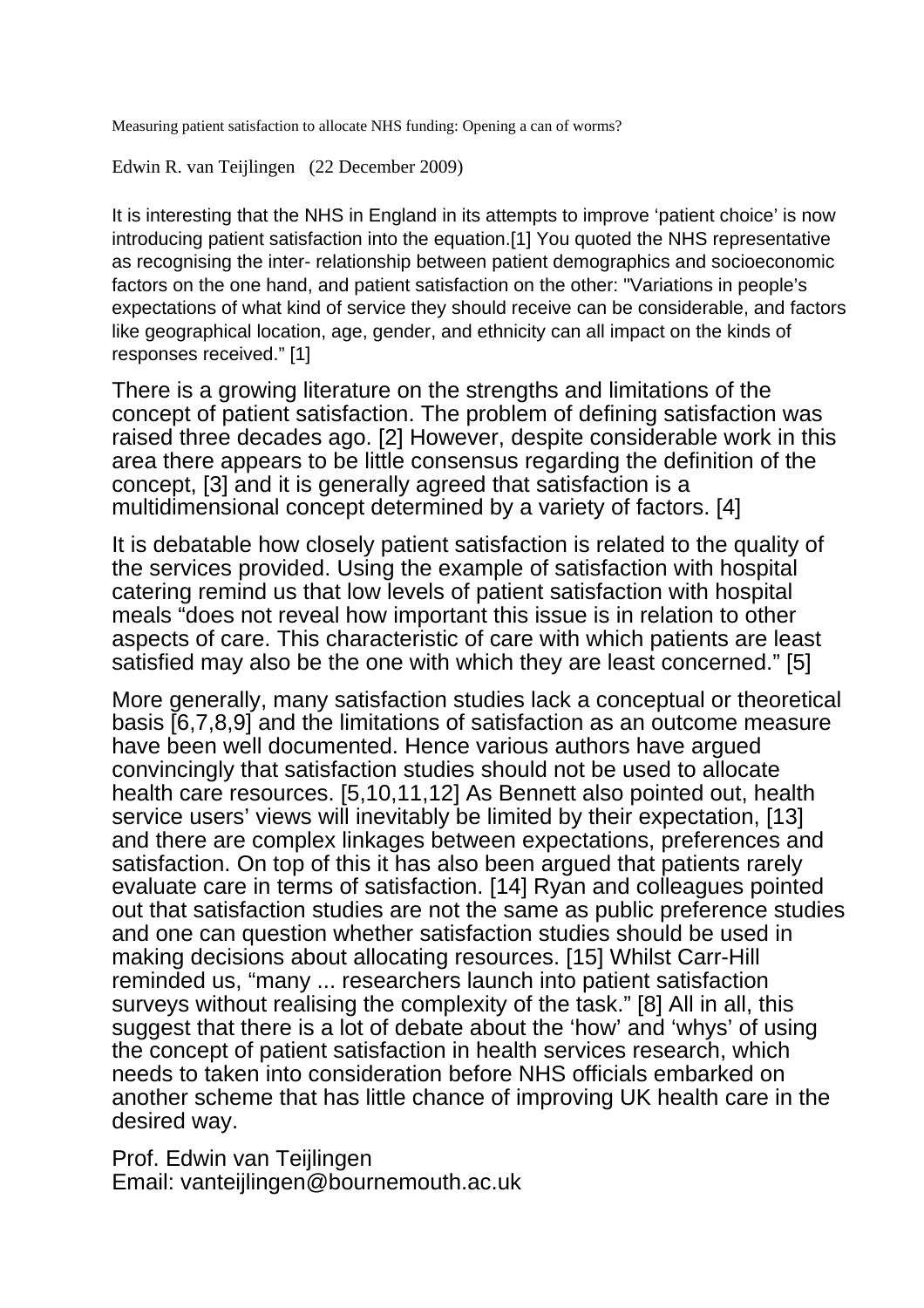Measuring patient satisfaction to allocate NHS funding: Opening a can of worms?

Edwin R. van Teijlingen (22 December 2009)

It is interesting that the NHS in England in its attempts to improve 'patient choice' is now introducing patient satisfaction into the equation.[1] You quoted the NHS representative as recognising the inter- relationship between patient demographics and socioeconomic factors on the one hand, and patient satisfaction on the other: "Variations in people's expectations of what kind of service they should receive can be considerable, and factors like geographical location, age, gender, and ethnicity can all impact on the kinds of responses received." [1]

There is a growing literature on the strengths and limitations of the concept of patient satisfaction. The problem of defining satisfaction was raised three decades ago. [2] However, despite considerable work in this area there appears to be little consensus regarding the definition of the concept, [3] and it is generally agreed that satisfaction is a multidimensional concept determined by a variety of factors. [4]

It is debatable how closely patient satisfaction is related to the quality of the services provided. Using the example of satisfaction with hospital catering remind us that low levels of patient satisfaction with hospital meals "does not reveal how important this issue is in relation to other aspects of care. This characteristic of care with which patients are least satisfied may also be the one with which they are least concerned." [5]

More generally, many satisfaction studies lack a conceptual or theoretical basis [6,7,8,9] and the limitations of satisfaction as an outcome measure have been well documented. Hence various authors have argued convincingly that satisfaction studies should not be used to allocate health care resources. [5,10,11,12] As Bennett also pointed out, health service users' views will inevitably be limited by their expectation, [13] and there are complex linkages between expectations, preferences and satisfaction. On top of this it has also been argued that patients rarely evaluate care in terms of satisfaction. [14] Ryan and colleagues pointed out that satisfaction studies are not the same as public preference studies and one can question whether satisfaction studies should be used in making decisions about allocating resources. [15] Whilst Carr-Hill reminded us, "many ... researchers launch into patient satisfaction surveys without realising the complexity of the task." [8] All in all, this suggest that there is a lot of debate about the 'how' and 'whys' of using the concept of patient satisfaction in health services research, which needs to taken into consideration before NHS officials embarked on another scheme that has little chance of improving UK health care in the desired way.

Prof. Edwin van Teijlingen
Email: vanteijlingen@bournemouth.ac.uk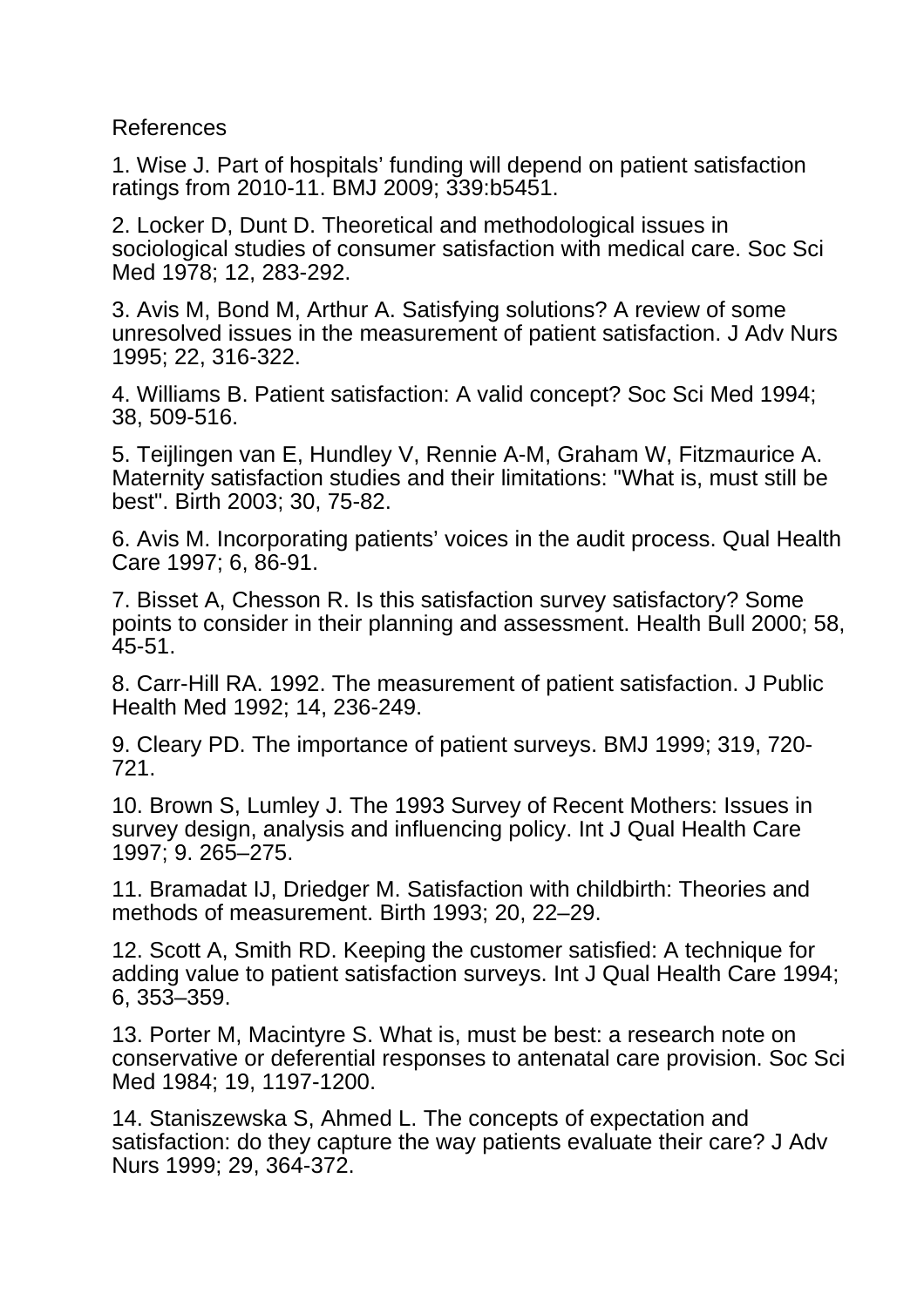References

1. Wise J. Part of hospitals' funding will depend on patient satisfaction ratings from 2010-11. BMJ 2009; 339:b5451.

2. Locker D, Dunt D. Theoretical and methodological issues in sociological studies of consumer satisfaction with medical care. Soc Sci Med 1978; 12, 283-292.

3. Avis M, Bond M, Arthur A. Satisfying solutions? A review of some unresolved issues in the measurement of patient satisfaction. J Adv Nurs 1995; 22, 316-322.

4. Williams B. Patient satisfaction: A valid concept? Soc Sci Med 1994; 38, 509-516.

5. Teijlingen van E, Hundley V, Rennie A-M, Graham W, Fitzmaurice A. Maternity satisfaction studies and their limitations: "What is, must still be best". Birth 2003; 30, 75-82.

6. Avis M. Incorporating patients' voices in the audit process. Qual Health Care 1997; 6, 86-91.

7. Bisset A, Chesson R. Is this satisfaction survey satisfactory? Some points to consider in their planning and assessment. Health Bull 2000; 58, 45-51.

8. Carr-Hill RA. 1992. The measurement of patient satisfaction. J Public Health Med 1992; 14, 236-249.

9. Cleary PD. The importance of patient surveys. BMJ 1999; 319, 720-721.

10. Brown S, Lumley J. The 1993 Survey of Recent Mothers: Issues in survey design, analysis and influencing policy. Int J Qual Health Care 1997; 9. 265–275.

11. Bramadat IJ, Driedger M. Satisfaction with childbirth: Theories and methods of measurement. Birth 1993; 20, 22–29.

12. Scott A, Smith RD. Keeping the customer satisfied: A technique for adding value to patient satisfaction surveys. Int J Qual Health Care 1994; 6, 353–359.

13. Porter M, Macintyre S. What is, must be best: a research note on conservative or deferential responses to antenatal care provision. Soc Sci Med 1984; 19, 1197-1200.

14. Staniszewska S, Ahmed L. The concepts of expectation and satisfaction: do they capture the way patients evaluate their care? J Adv Nurs 1999; 29, 364-372.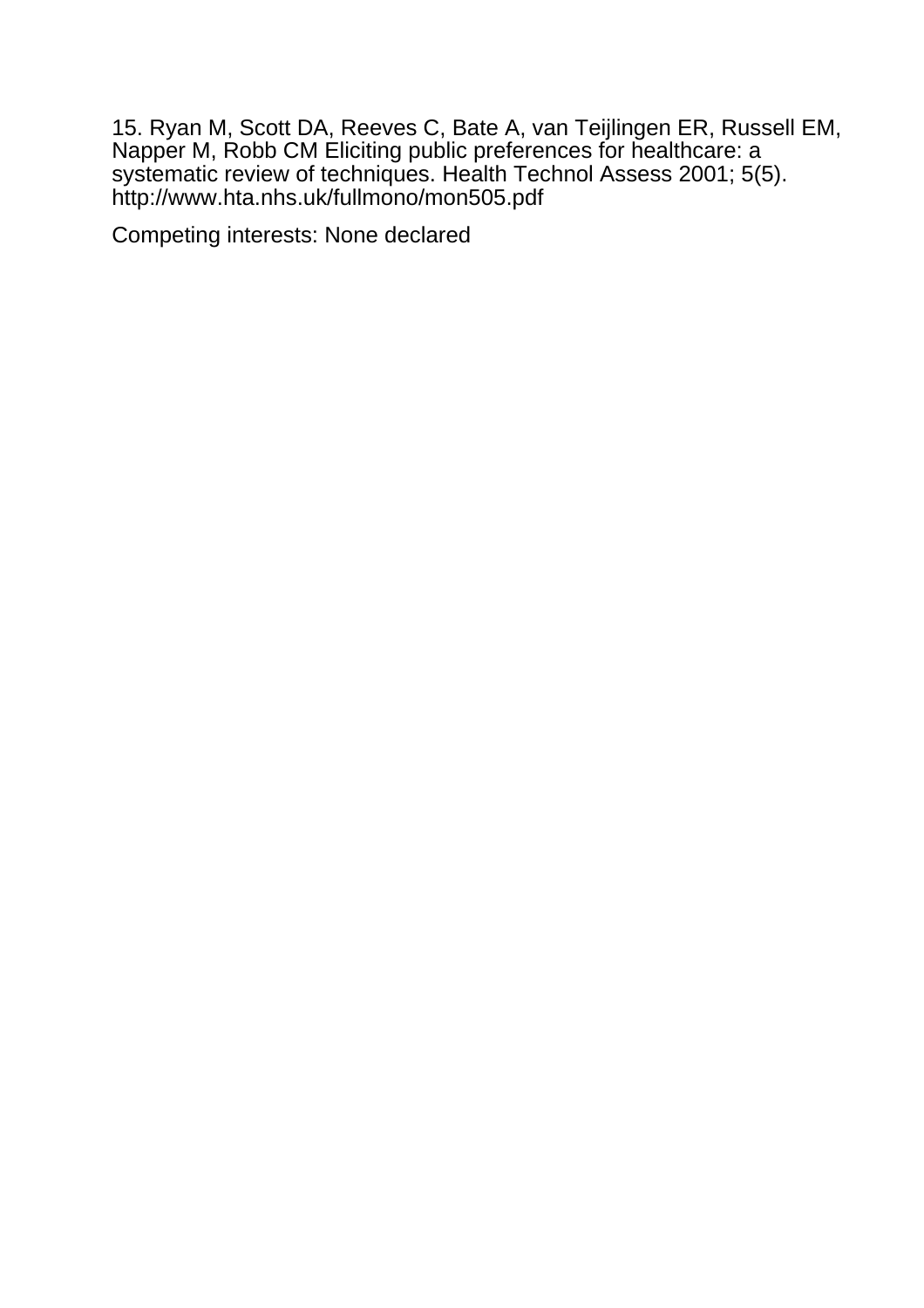15. Ryan M, Scott DA, Reeves C, Bate A, van Teijlingen ER, Russell EM, Napper M, Robb CM Eliciting public preferences for healthcare: a systematic review of techniques. Health Technol Assess 2001; 5(5). http://www.hta.nhs.uk/fullmono/mon505.pdf

Competing interests: None declared